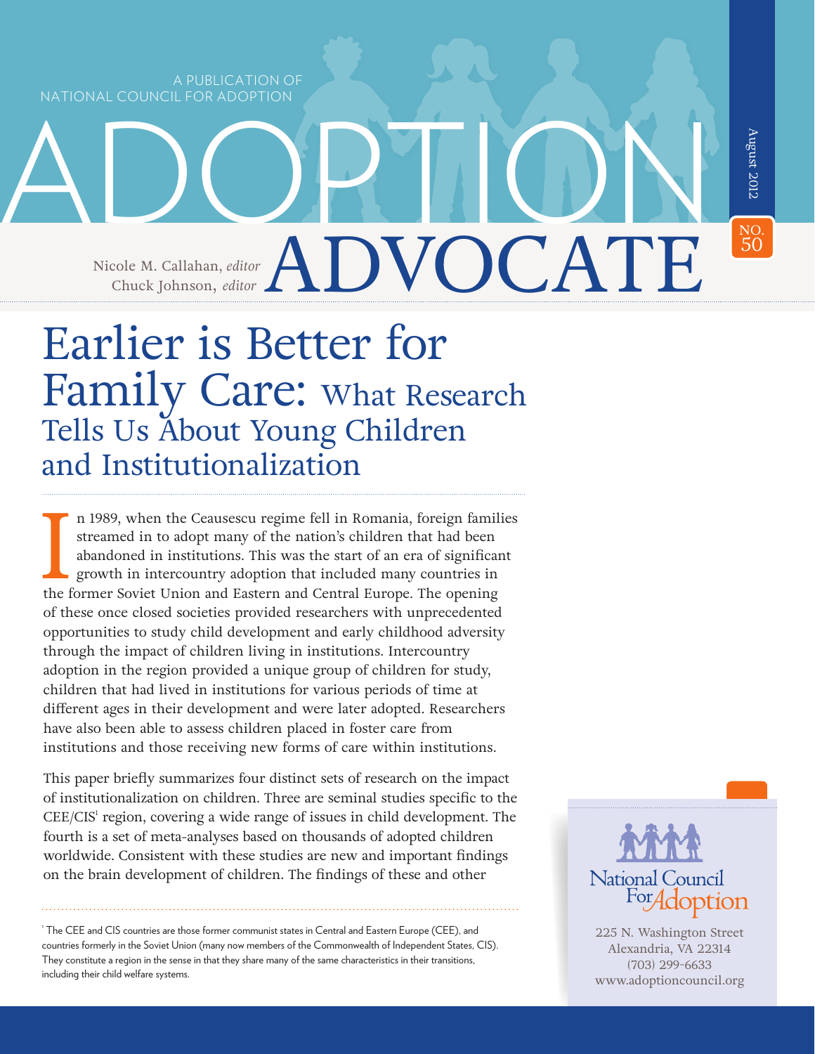A PUBLICATION OF NATIONAL COUNCIL FOR ADOPTION

# ADOPTION ADVOCATE

Nicole M. Callahan, *editor*
Chuck Johnson, *editor*

August 2012

NO. 50

# Earlier is Better for Family Care: What Research Tells Us About Young Children and Institutionalization

In 1989, when the Ceausescu regime fell in Romania, foreign families streamed in to adopt many of the nation's children that had been abandoned in institutions. This was the start of an era of significant growth in intercountry adoption that included many countries in the former Soviet Union and Eastern and Central Europe. The opening of these once closed societies provided researchers with unprecedented opportunities to study child development and early childhood adversity through the impact of children living in institutions. Intercountry adoption in the region provided a unique group of children for study, children that had lived in institutions for various periods of time at different ages in their development and were later adopted. Researchers have also been able to assess children placed in foster care from institutions and those receiving new forms of care within institutions.

This paper briefly summarizes four distinct sets of research on the impact of institutionalization on children. Three are seminal studies specific to the CEE/CIS[1] region, covering a wide range of issues in child development. The fourth is a set of meta-analyses based on thousands of adopted children worldwide. Consistent with these studies are new and important findings on the brain development of children. The findings of these and other

[1] The CEE and CIS countries are those former communist states in Central and Eastern Europe (CEE), and countries formerly in the Soviet Union (many now members of the Commonwealth of Independent States, CIS). They constitute a region in the sense in that they share many of the same characteristics in their transitions, including their child welfare systems.

National Council For Adoption
225 N. Washington Street
Alexandria, VA 22314
(703) 299-6633
www.adoptioncouncil.org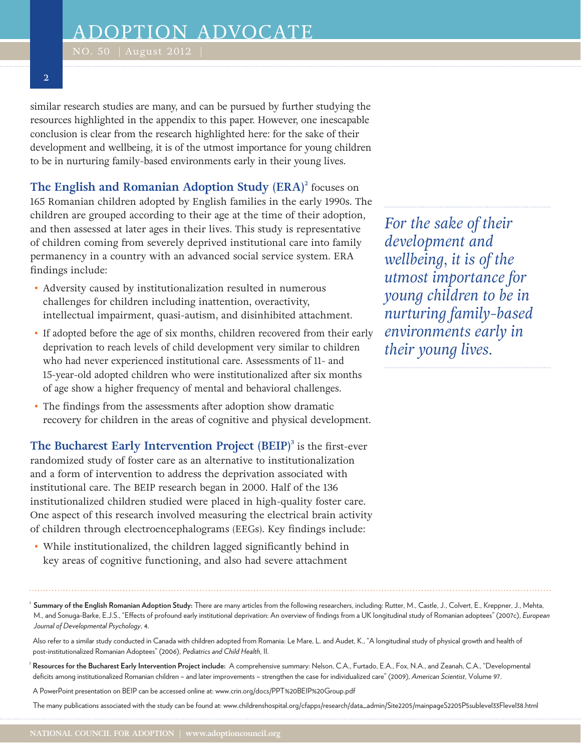similar research studies are many, and can be pursued by further studying the resources highlighted in the appendix to this paper. However, one inescapable conclusion is clear from the research highlighted here: for the sake of their development and wellbeing, it is of the utmost importance for young children to be in nurturing family-based environments early in their young lives.

*For the sake of their development and wellbeing, it is of the utmost importance for young children to be in nurturing family-based environments early in their young lives.*

**The English and Romanian Adoption Study (ERA)**[2] focuses on 165 Romanian children adopted by English families in the early 1990s. The children are grouped according to their age at the time of their adoption, and then assessed at later ages in their lives. This study is representative of children coming from severely deprived institutional care into family permanency in a country with an advanced social service system. ERA findings include:

- Adversity caused by institutionalization resulted in numerous challenges for children including inattention, overactivity, intellectual impairment, quasi-autism, and disinhibited attachment.
- If adopted before the age of six months, children recovered from their early deprivation to reach levels of child development very similar to children who had never experienced institutional care. Assessments of 11- and 15-year-old adopted children who were institutionalized after six months of age show a higher frequency of mental and behavioral challenges.
- The findings from the assessments after adoption show dramatic recovery for children in the areas of cognitive and physical development.

**The Bucharest Early Intervention Project (BEIP)**[3] is the first-ever randomized study of foster care as an alternative to institutionalization and a form of intervention to address the deprivation associated with institutional care. The BEIP research began in 2000. Half of the 136 institutionalized children studied were placed in high-quality foster care. One aspect of this research involved measuring the electrical brain activity of children through electroencephalograms (EEGs). Key findings include:

- While institutionalized, the children lagged significantly behind in key areas of cognitive functioning, and also had severe attachment

---

[2] **Summary of the English Romanian Adoption Study:** There are many articles from the following researchers, including: Rutter, M., Castle, J., Colvert, E., Kreppner, J., Mehta, M., and Sonuga-Barke, E.J.S., "Effects of profound early institutional deprivation: An overview of findings from a UK longitudinal study of Romanian adoptees" (2007c), *European Journal of Developmental Psychology*, 4.

Also refer to a similar study conducted in Canada with children adopted from Romania: Le Mare, L. and Audet, K., "A longitudinal study of physical growth and health of post-institutionalized Romanian Adoptees" (2006), *Pediatrics and Child Health*, 11.

[3] **Resources for the Bucharest Early Intervention Project include:** A comprehensive summary: Nelson, C.A., Furtado, E.A., Fox, N.A., and Zeanah, C.A., "Developmental deficits among institutionalized Romanian children – and later improvements – strengthen the case for individualized care" (2009), *American Scientist*, Volume 97.

A PowerPoint presentation on BEIP can be accessed online at: www.crin.org/docs/PPT%20BEIP%20Group.pdf

The many publications associated with the study can be found at: www.childrenshospital.org/cfapps/research/data_admin/Site2205/mainpageS2205P5sublevel33Flevel38.html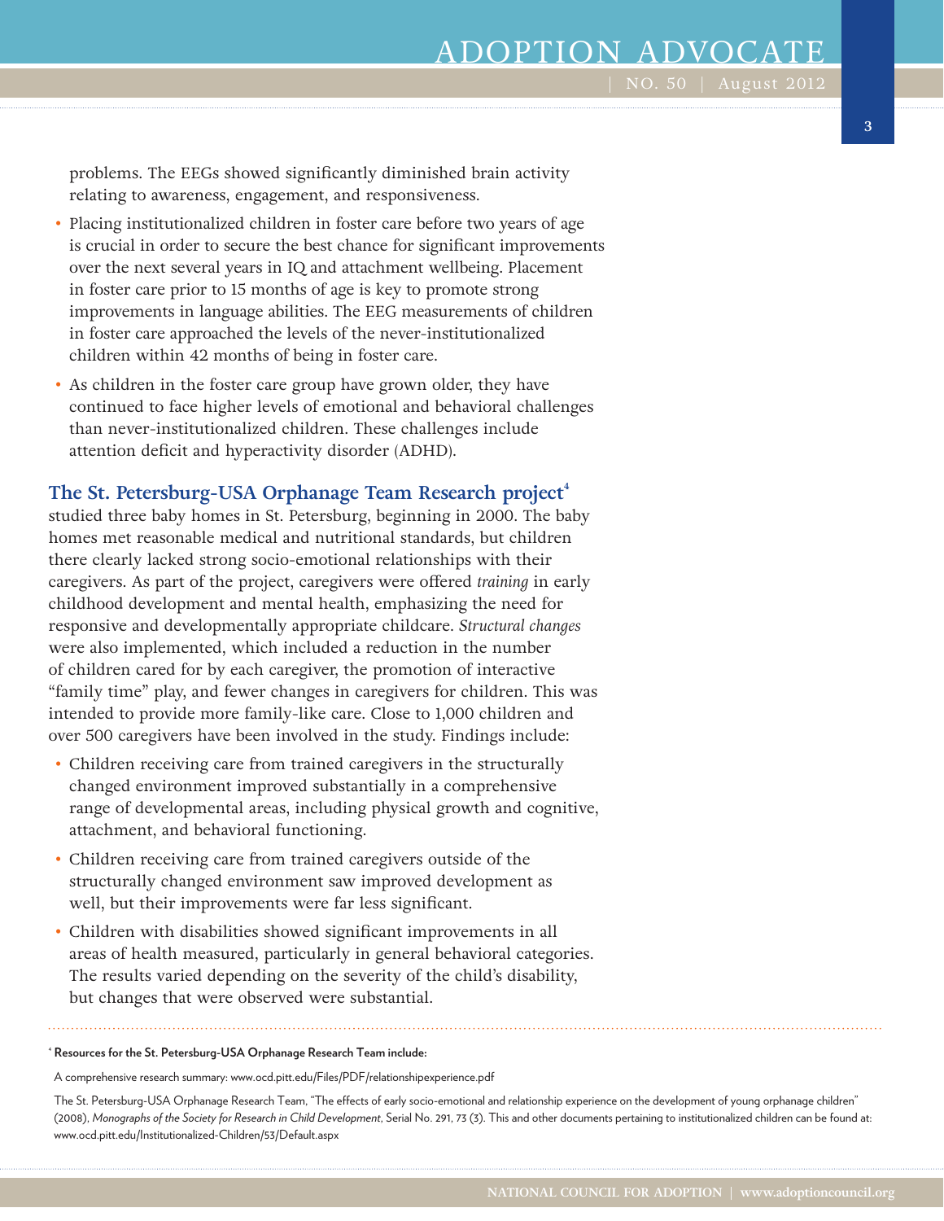problems. The EEGs showed significantly diminished brain activity relating to awareness, engagement, and responsiveness.

- Placing institutionalized children in foster care before two years of age is crucial in order to secure the best chance for significant improvements over the next several years in IQ and attachment wellbeing. Placement in foster care prior to 15 months of age is key to promote strong improvements in language abilities. The EEG measurements of children in foster care approached the levels of the never-institutionalized children within 42 months of being in foster care.
- As children in the foster care group have grown older, they have continued to face higher levels of emotional and behavioral challenges than never-institutionalized children. These challenges include attention deficit and hyperactivity disorder (ADHD).

**The St. Petersburg-USA Orphanage Team Research project**[4] studied three baby homes in St. Petersburg, beginning in 2000. The baby homes met reasonable medical and nutritional standards, but children there clearly lacked strong socio-emotional relationships with their caregivers. As part of the project, caregivers were offered *training* in early childhood development and mental health, emphasizing the need for responsive and developmentally appropriate childcare. *Structural changes* were also implemented, which included a reduction in the number of children cared for by each caregiver, the promotion of interactive "family time" play, and fewer changes in caregivers for children. This was intended to provide more family-like care. Close to 1,000 children and over 500 caregivers have been involved in the study. Findings include:

- Children receiving care from trained caregivers in the structurally changed environment improved substantially in a comprehensive range of developmental areas, including physical growth and cognitive, attachment, and behavioral functioning.
- Children receiving care from trained caregivers outside of the structurally changed environment saw improved development as well, but their improvements were far less significant.
- Children with disabilities showed significant improvements in all areas of health measured, particularly in general behavioral categories. The results varied depending on the severity of the child's disability, but changes that were observed were substantial.

---

[4] **Resources for the St. Petersburg-USA Orphanage Research Team include:**

A comprehensive research summary: www.ocd.pitt.edu/Files/PDF/relationshipexperience.pdf

The St. Petersburg-USA Orphanage Research Team, "The effects of early socio-emotional and relationship experience on the development of young orphanage children" (2008), *Monographs of the Society for Research in Child Development*, Serial No. 291, 73 (3). This and other documents pertaining to institutionalized children can be found at: www.ocd.pitt.edu/Institutionalized-Children/53/Default.aspx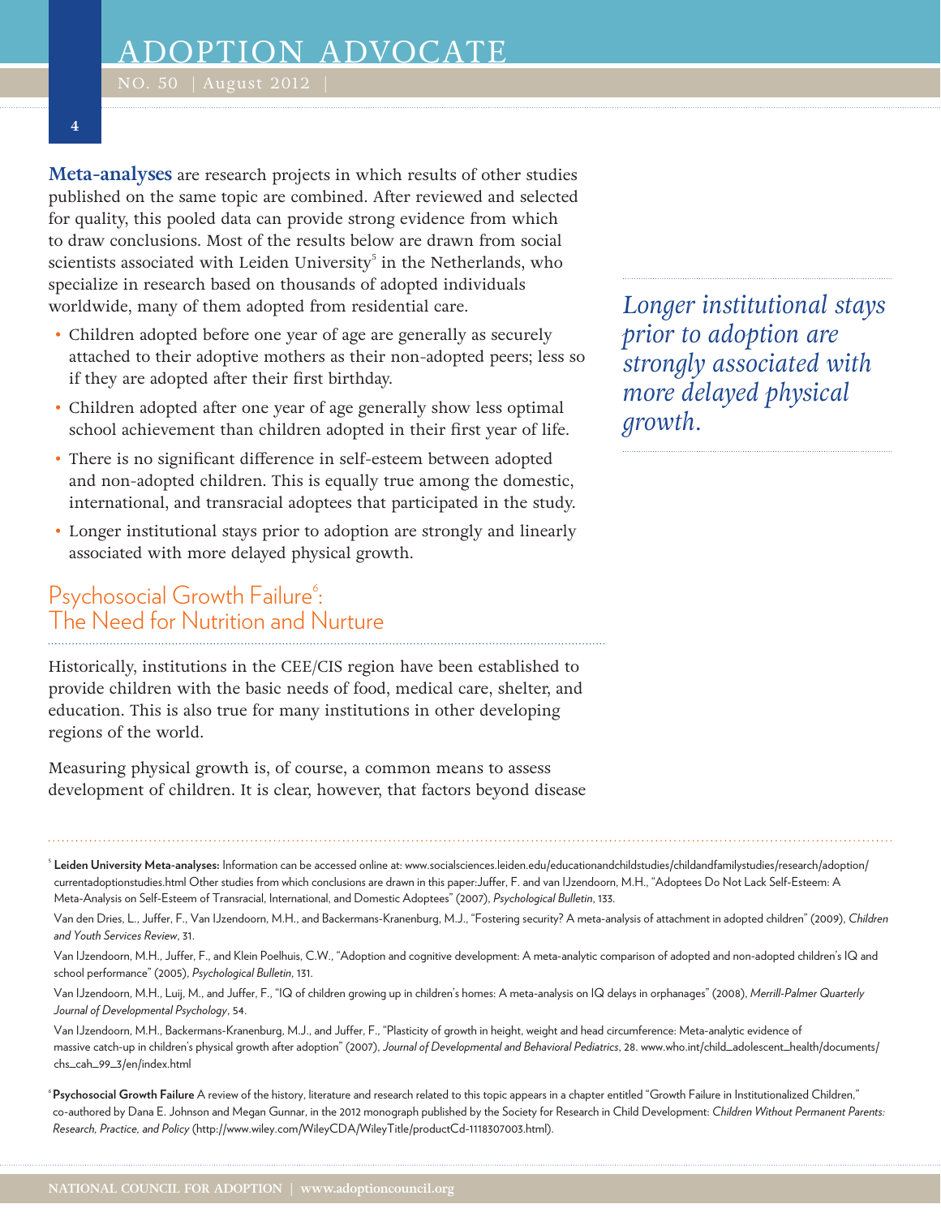**Meta-analyses** are research projects in which results of other studies published on the same topic are combined. After reviewed and selected for quality, this pooled data can provide strong evidence from which to draw conclusions. Most of the results below are drawn from social scientists associated with Leiden University[5] in the Netherlands, who specialize in research based on thousands of adopted individuals worldwide, many of them adopted from residential care.

- Children adopted before one year of age are generally as securely attached to their adoptive mothers as their non-adopted peers; less so if they are adopted after their first birthday.
- Children adopted after one year of age generally show less optimal school achievement than children adopted in their first year of life.
- There is no significant difference in self-esteem between adopted and non-adopted children. This is equally true among the domestic, international, and transracial adoptees that participated in the study.
- Longer institutional stays prior to adoption are strongly and linearly associated with more delayed physical growth.

*Longer institutional stays prior to adoption are strongly associated with more delayed physical growth.*

## Psychosocial Growth Failure[6]: The Need for Nutrition and Nurture

Historically, institutions in the CEE/CIS region have been established to provide children with the basic needs of food, medical care, shelter, and education. This is also true for many institutions in other developing regions of the world.

Measuring physical growth is, of course, a common means to assess development of children. It is clear, however, that factors beyond disease

---

[5] **Leiden University Meta-analyses:** Information can be accessed online at: www.socialsciences.leiden.edu/educationandchildstudies/childandfamilystudies/research/adoption/currentadoptionstudies.html Other studies from which conclusions are drawn in this paper:Juffer, F. and van IJzendoorn, M.H., "Adoptees Do Not Lack Self-Esteem: A Meta-Analysis on Self-Esteem of Transracial, International, and Domestic Adoptees" (2007), *Psychological Bulletin*, 133.

Van den Dries, L., Juffer, F., Van IJzendoorn, M.H., and Backermans-Kranenburg, M.J., "Fostering security? A meta-analysis of attachment in adopted children" (2009), *Children and Youth Services Review*, 31.

Van IJzendoorn, M.H., Juffer, F., and Klein Poelhuis, C.W., "Adoption and cognitive development: A meta-analytic comparison of adopted and non-adopted children's IQ and school performance" (2005), *Psychological Bulletin*, 131.

Van IJzendoorn, M.H., Luij, M., and Juffer, F., "IQ of children growing up in children's homes: A meta-analysis on IQ delays in orphanages" (2008), *Merrill-Palmer Quarterly Journal of Developmental Psychology*, 54.

Van IJzendoorn, M.H., Backermans-Kranenburg, M.J., and Juffer, F., "Plasticity of growth in height, weight and head circumference: Meta-analytic evidence of massive catch-up in children's physical growth after adoption" (2007), *Journal of Developmental and Behavioral Pediatrics*, 28. www.who.int/child_adolescent_health/documents/chs_cah_99_3/en/index.html

[6] **Psychosocial Growth Failure** A review of the history, literature and research related to this topic appears in a chapter entitled "Growth Failure in Institutionalized Children," co-authored by Dana E. Johnson and Megan Gunnar, in the 2012 monograph published by the Society for Research in Child Development: *Children Without Permanent Parents: Research, Practice, and Policy* (http://www.wiley.com/WileyCDA/WileyTitle/productCd-1118307003.html).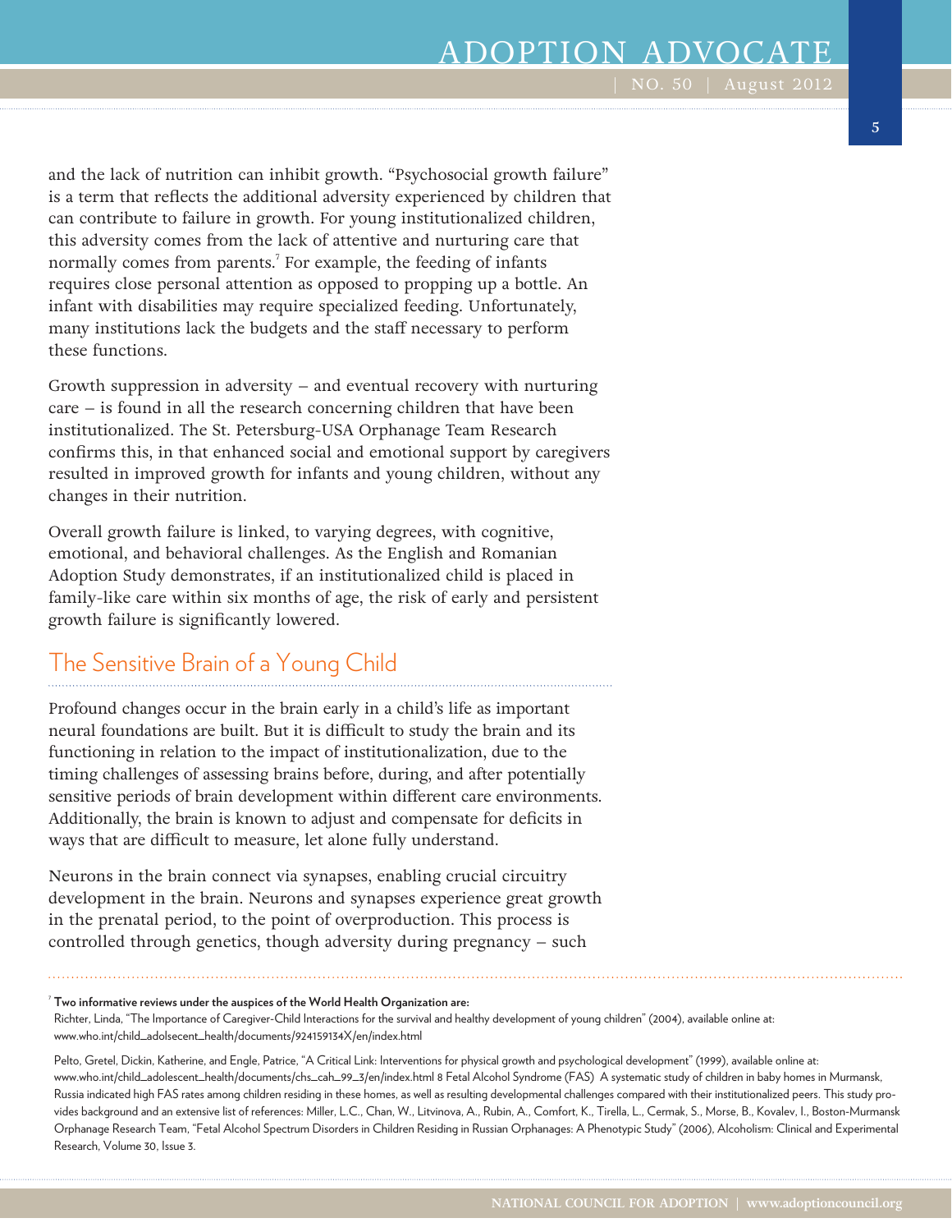and the lack of nutrition can inhibit growth. "Psychosocial growth failure" is a term that reflects the additional adversity experienced by children that can contribute to failure in growth. For young institutionalized children, this adversity comes from the lack of attentive and nurturing care that normally comes from parents.[7] For example, the feeding of infants requires close personal attention as opposed to propping up a bottle. An infant with disabilities may require specialized feeding. Unfortunately, many institutions lack the budgets and the staff necessary to perform these functions.

Growth suppression in adversity – and eventual recovery with nurturing care – is found in all the research concerning children that have been institutionalized. The St. Petersburg-USA Orphanage Team Research confirms this, in that enhanced social and emotional support by caregivers resulted in improved growth for infants and young children, without any changes in their nutrition.

Overall growth failure is linked, to varying degrees, with cognitive, emotional, and behavioral challenges. As the English and Romanian Adoption Study demonstrates, if an institutionalized child is placed in family-like care within six months of age, the risk of early and persistent growth failure is significantly lowered.

## The Sensitive Brain of a Young Child

Profound changes occur in the brain early in a child's life as important neural foundations are built. But it is difficult to study the brain and its functioning in relation to the impact of institutionalization, due to the timing challenges of assessing brains before, during, and after potentially sensitive periods of brain development within different care environments. Additionally, the brain is known to adjust and compensate for deficits in ways that are difficult to measure, let alone fully understand.

Neurons in the brain connect via synapses, enabling crucial circuitry development in the brain. Neurons and synapses experience great growth in the prenatal period, to the point of overproduction. This process is controlled through genetics, though adversity during pregnancy – such

---

[7] **Two informative reviews under the auspices of the World Health Organization are:**
Richter, Linda, "The Importance of Caregiver-Child Interactions for the survival and healthy development of young children" (2004), available online at: www.who.int/child_adolsecent_health/documents/924159134X/en/index.html

Pelto, Gretel, Dickin, Katherine, and Engle, Patrice, "A Critical Link: Interventions for physical growth and psychological development" (1999), available online at: www.who.int/child_adolescent_health/documents/chs_cah_99_3/en/index.html 8 Fetal Alcohol Syndrome (FAS) A systematic study of children in baby homes in Murmansk, Russia indicated high FAS rates among children residing in these homes, as well as resulting developmental challenges compared with their institutionalized peers. This study provides background and an extensive list of references: Miller, L.C., Chan, W., Litvinova, A., Rubin, A., Comfort, K., Tirella, L., Cermak, S., Morse, B., Kovalev, I., Boston-Murmansk Orphanage Research Team, "Fetal Alcohol Spectrum Disorders in Children Residing in Russian Orphanages: A Phenotypic Study" (2006), Alcoholism: Clinical and Experimental Research, Volume 30, Issue 3.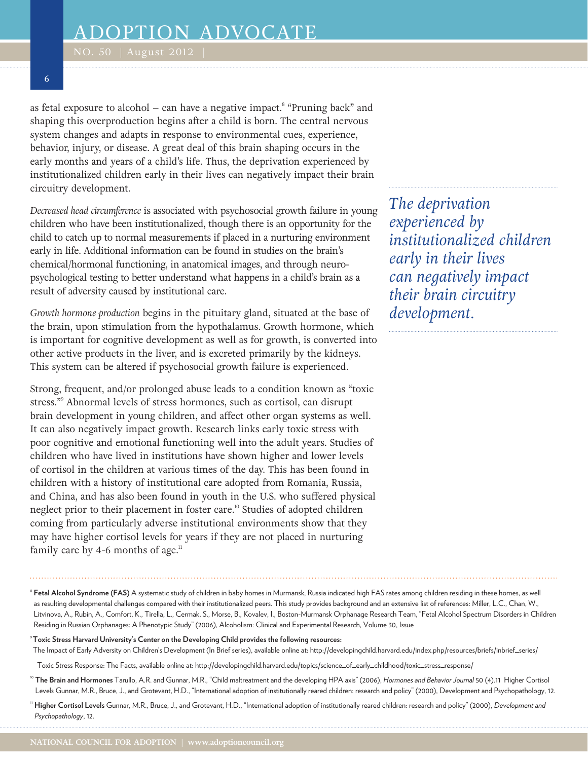as fetal exposure to alcohol – can have a negative impact.[8] "Pruning back" and shaping this overproduction begins after a child is born. The central nervous system changes and adapts in response to environmental cues, experience, behavior, injury, or disease. A great deal of this brain shaping occurs in the early months and years of a child's life. Thus, the deprivation experienced by institutionalized children early in their lives can negatively impact their brain circuitry development.

*Decreased head circumference* is associated with psychosocial growth failure in young children who have been institutionalized, though there is an opportunity for the child to catch up to normal measurements if placed in a nurturing environment early in life. Additional information can be found in studies on the brain's chemical/hormonal functioning, in anatomical images, and through neuro-psychological testing to better understand what happens in a child's brain as a result of adversity caused by institutional care.

*Growth hormone production* begins in the pituitary gland, situated at the base of the brain, upon stimulation from the hypothalamus. Growth hormone, which is important for cognitive development as well as for growth, is converted into other active products in the liver, and is excreted primarily by the kidneys. This system can be altered if psychosocial growth failure is experienced.

Strong, frequent, and/or prolonged abuse leads to a condition known as "toxic stress."[9] Abnormal levels of stress hormones, such as cortisol, can disrupt brain development in young children, and affect other organ systems as well. It can also negatively impact growth. Research links early toxic stress with poor cognitive and emotional functioning well into the adult years. Studies of children who have lived in institutions have shown higher and lower levels of cortisol in the children at various times of the day. This has been found in children with a history of institutional care adopted from Romania, Russia, and China, and has also been found in youth in the U.S. who suffered physical neglect prior to their placement in foster care.[10] Studies of adopted children coming from particularly adverse institutional environments show that they may have higher cortisol levels for years if they are not placed in nurturing family care by 4-6 months of age.[11]

*The deprivation experienced by institutionalized children early in their lives can negatively impact their brain circuitry development.*

---

[8] **Fetal Alcohol Syndrome (FAS)** A systematic study of children in baby homes in Murmansk, Russia indicated high FAS rates among children residing in these homes, as well as resulting developmental challenges compared with their institutionalized peers. This study provides background and an extensive list of references: Miller, L.C., Chan, W., Litvinova, A., Rubin, A., Comfort, K., Tirella, L., Cermak, S., Morse, B., Kovalev, I., Boston-Murmansk Orphanage Research Team, "Fetal Alcohol Spectrum Disorders in Children Residing in Russian Orphanages: A Phenotypic Study" (2006), Alcoholism: Clinical and Experimental Research, Volume 30, Issue

[9] **Toxic Stress Harvard University's Center on the Developing Child provides the following resources:**
The Impact of Early Adversity on Children's Development (In Brief series), available online at: http://developingchild.harvard.edu/index.php/resources/briefs/inbrief_series/

Toxic Stress Response: The Facts, available online at: http://developingchild.harvard.edu/topics/science_of_early_childhood/toxic_stress_response/

[10] **The Brain and Hormones** Tarullo, A.R. and Gunnar, M.R., "Child maltreatment and the developing HPA axis" (2006), *Hormones and Behavior Journal* 50 (4).11 Higher Cortisol Levels Gunnar, M.R., Bruce, J., and Grotevant, H.D., "International adoption of institutionally reared children: research and policy" (2000), Development and Psychopathology, 12.

[11] **Higher Cortisol Levels** Gunnar, M.R., Bruce, J., and Grotevant, H.D., "International adoption of institutionally reared children: research and policy" (2000), *Development and Psychopathology*, 12.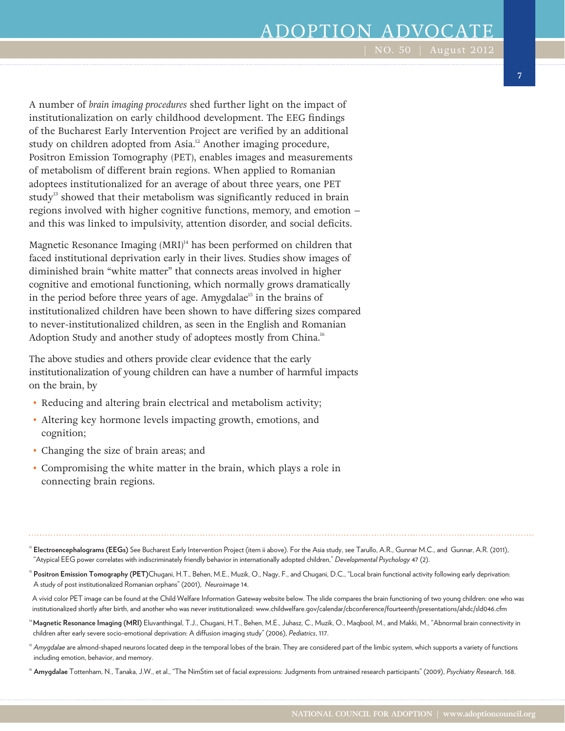A number of *brain imaging procedures* shed further light on the impact of institutionalization on early childhood development. The EEG findings of the Bucharest Early Intervention Project are verified by an additional study on children adopted from Asia.[12] Another imaging procedure, Positron Emission Tomography (PET), enables images and measurements of metabolism of different brain regions. When applied to Romanian adoptees institutionalized for an average of about three years, one PET study[13] showed that their metabolism was significantly reduced in brain regions involved with higher cognitive functions, memory, and emotion – and this was linked to impulsivity, attention disorder, and social deficits.

Magnetic Resonance Imaging (MRI)[14] has been performed on children that faced institutional deprivation early in their lives. Studies show images of diminished brain "white matter" that connects areas involved in higher cognitive and emotional functioning, which normally grows dramatically in the period before three years of age. Amygdalae[15] in the brains of institutionalized children have been shown to have differing sizes compared to never-institutionalized children, as seen in the English and Romanian Adoption Study and another study of adoptees mostly from China.[16]

The above studies and others provide clear evidence that the early institutionalization of young children can have a number of harmful impacts on the brain, by

- Reducing and altering brain electrical and metabolism activity;
- Altering key hormone levels impacting growth, emotions, and cognition;
- Changing the size of brain areas; and
- Compromising the white matter in the brain, which plays a role in connecting brain regions.

---

[12] **Electroencephalograms (EEGs)** See Bucharest Early Intervention Project (item ii above). For the Asia study, see Tarullo, A.R., Gunnar M.C., and Gunnar, A.R. (2011), "Atypical EEG power correlates with indiscriminately friendly behavior in internationally adopted children," *Developmental Psychology* 47 (2).

[13] **Positron Emission Tomography (PET)**Chugani, H.T., Behen, M.E., Muzik, O., Nagy, F., and Chugani, D.C., "Local brain functional activity following early deprivation: A study of post institutionalized Romanian orphans" (2001), *Neuroimage* 14.

A vivid color PET image can be found at the Child Welfare Information Gateway website below. The slide compares the brain functioning of two young children: one who was institutionalized shortly after birth, and another who was never institutionalized: www.childwelfare.gov/calendar/cbconference/fourteenth/presentations/ahdc/sld046.cfm

[14] **Magnetic Resonance Imaging (MRI)** Eluvanthingal, T.J., Chugani, H.T., Behen, M.E., Juhasz, C., Muzik, O., Maqbool, M., and Makki, M., "Abnormal brain connectivity in children after early severe socio-emotional deprivation: A diffusion imaging study" (2006), *Pediatrics*, 117.

[15] *Amygdalae* are almond-shaped neurons located deep in the temporal lobes of the brain. They are considered part of the limbic system, which supports a variety of functions including emotion, behavior, and memory.

[16] **Amygdalae** Tottenham, N., Tanaka, J.W., et al., "The NimStim set of facial expressions: Judgments from untrained research participants" (2009), *Psychiatry Research*, 168.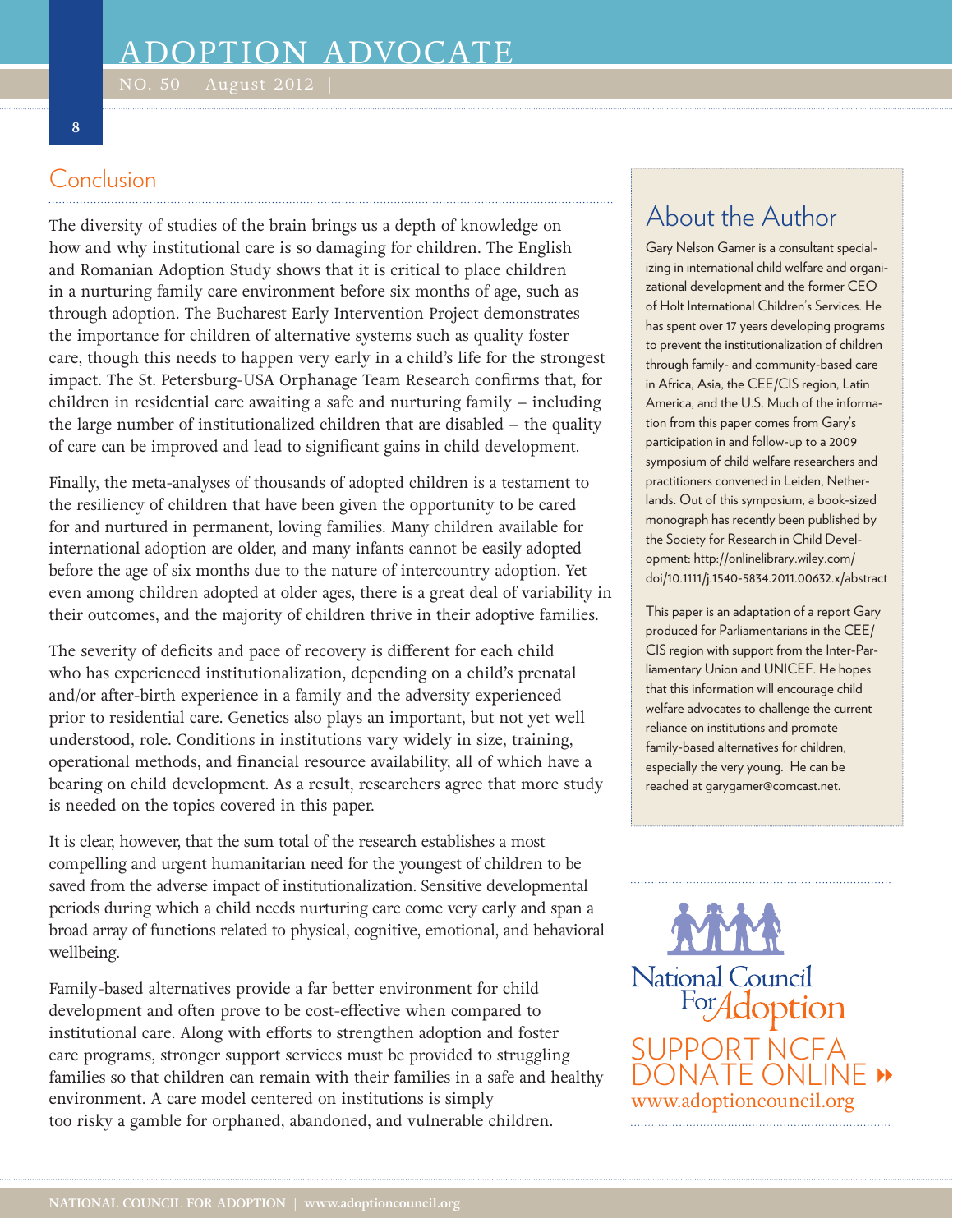## Conclusion

The diversity of studies of the brain brings us a depth of knowledge on how and why institutional care is so damaging for children. The English and Romanian Adoption Study shows that it is critical to place children in a nurturing family care environment before six months of age, such as through adoption. The Bucharest Early Intervention Project demonstrates the importance for children of alternative systems such as quality foster care, though this needs to happen very early in a child's life for the strongest impact. The St. Petersburg-USA Orphanage Team Research confirms that, for children in residential care awaiting a safe and nurturing family – including the large number of institutionalized children that are disabled – the quality of care can be improved and lead to significant gains in child development.

Finally, the meta-analyses of thousands of adopted children is a testament to the resiliency of children that have been given the opportunity to be cared for and nurtured in permanent, loving families. Many children available for international adoption are older, and many infants cannot be easily adopted before the age of six months due to the nature of intercountry adoption. Yet even among children adopted at older ages, there is a great deal of variability in their outcomes, and the majority of children thrive in their adoptive families.

The severity of deficits and pace of recovery is different for each child who has experienced institutionalization, depending on a child's prenatal and/or after-birth experience in a family and the adversity experienced prior to residential care. Genetics also plays an important, but not yet well understood, role. Conditions in institutions vary widely in size, training, operational methods, and financial resource availability, all of which have a bearing on child development. As a result, researchers agree that more study is needed on the topics covered in this paper.

It is clear, however, that the sum total of the research establishes a most compelling and urgent humanitarian need for the youngest of children to be saved from the adverse impact of institutionalization. Sensitive developmental periods during which a child needs nurturing care come very early and span a broad array of functions related to physical, cognitive, emotional, and behavioral wellbeing.

Family-based alternatives provide a far better environment for child development and often prove to be cost-effective when compared to institutional care. Along with efforts to strengthen adoption and foster care programs, stronger support services must be provided to struggling families so that children can remain with their families in a safe and healthy environment. A care model centered on institutions is simply too risky a gamble for orphaned, abandoned, and vulnerable children.

## About the Author

Gary Nelson Gamer is a consultant specializing in international child welfare and organizational development and the former CEO of Holt International Children's Services. He has spent over 17 years developing programs to prevent the institutionalization of children through family- and community-based care in Africa, Asia, the CEE/CIS region, Latin America, and the U.S. Much of the information from this paper comes from Gary's participation in and follow-up to a 2009 symposium of child welfare researchers and practitioners convened in Leiden, Netherlands. Out of this symposium, a book-sized monograph has recently been published by the Society for Research in Child Development: http://onlinelibrary.wiley.com/doi/10.1111/j.1540-5834.2011.00632.x/abstract

This paper is an adaptation of a report Gary produced for Parliamentarians in the CEE/CIS region with support from the Inter-Parliamentary Union and UNICEF. He hopes that this information will encourage child welfare advocates to challenge the current reliance on institutions and promote family-based alternatives for children, especially the very young. He can be reached at garygamer@comcast.net.

National Council For Adoption

SUPPORT NCFA
DONATE ONLINE
www.adoptioncouncil.org